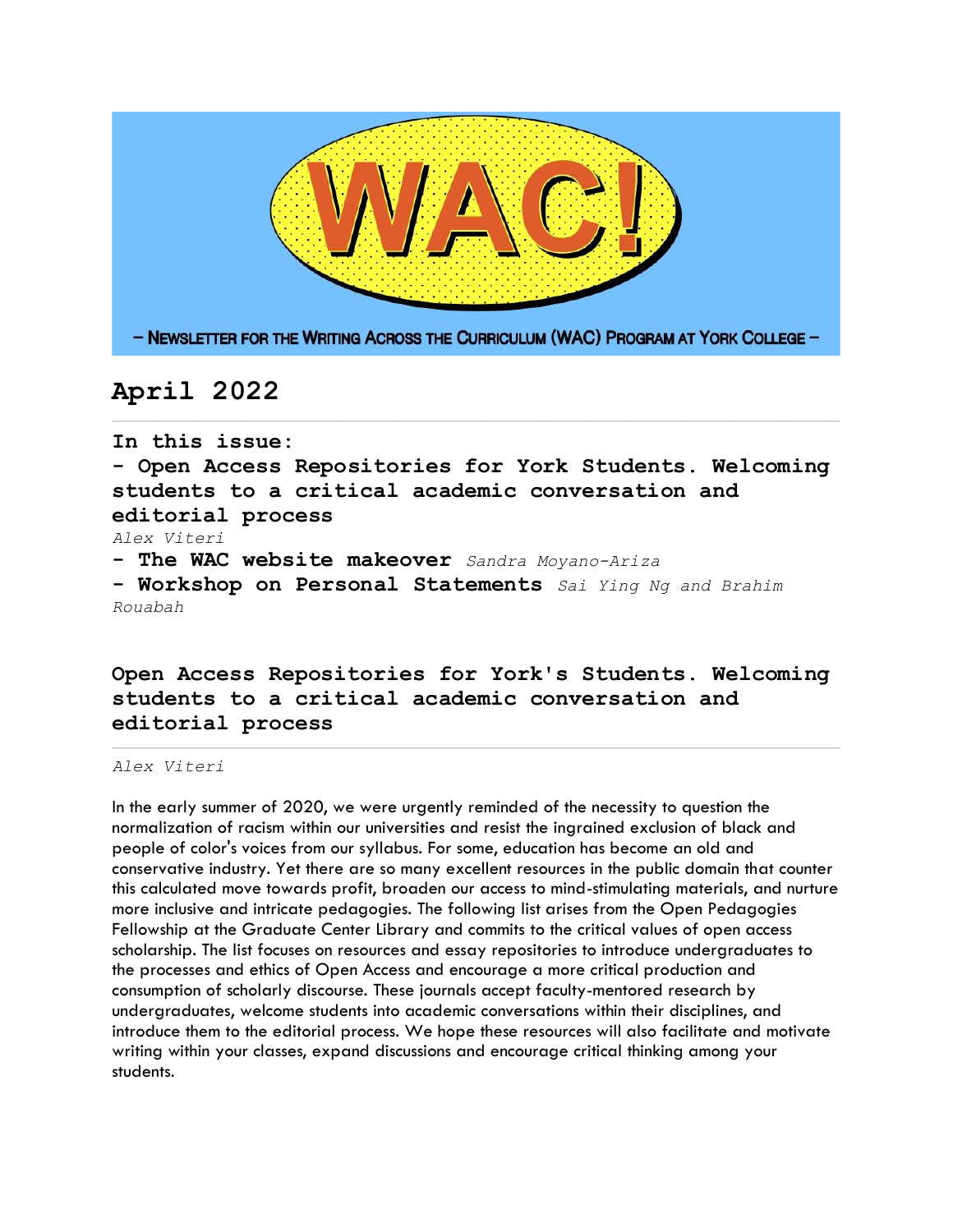# WAC!

– Newsletter for the Writing Across the Curriculum (WAC) Program at York College –

## April 2022

**In this issue:**

**- Open Access Repositories for York Students. Welcoming students to a critical academic conversation and editorial process**
*Alex Viteri*

**- The WAC website makeover** *Sandra Moyano-Ariza*

**- Workshop on Personal Statements** *Sai Ying Ng and Brahim Rouabah*

## Open Access Repositories for York's Students. Welcoming students to a critical academic conversation and editorial process

*Alex Viteri*

In the early summer of 2020, we were urgently reminded of the necessity to question the normalization of racism within our universities and resist the ingrained exclusion of black and people of color's voices from our syllabus. For some, education has become an old and conservative industry. Yet there are so many excellent resources in the public domain that counter this calculated move towards profit, broaden our access to mind-stimulating materials, and nurture more inclusive and intricate pedagogies. The following list arises from the Open Pedagogies Fellowship at the Graduate Center Library and commits to the critical values of open access scholarship. The list focuses on resources and essay repositories to introduce undergraduates to the processes and ethics of Open Access and encourage a more critical production and consumption of scholarly discourse. These journals accept faculty-mentored research by undergraduates, welcome students into academic conversations within their disciplines, and introduce them to the editorial process. We hope these resources will also facilitate and motivate writing within your classes, expand discussions and encourage critical thinking among your students.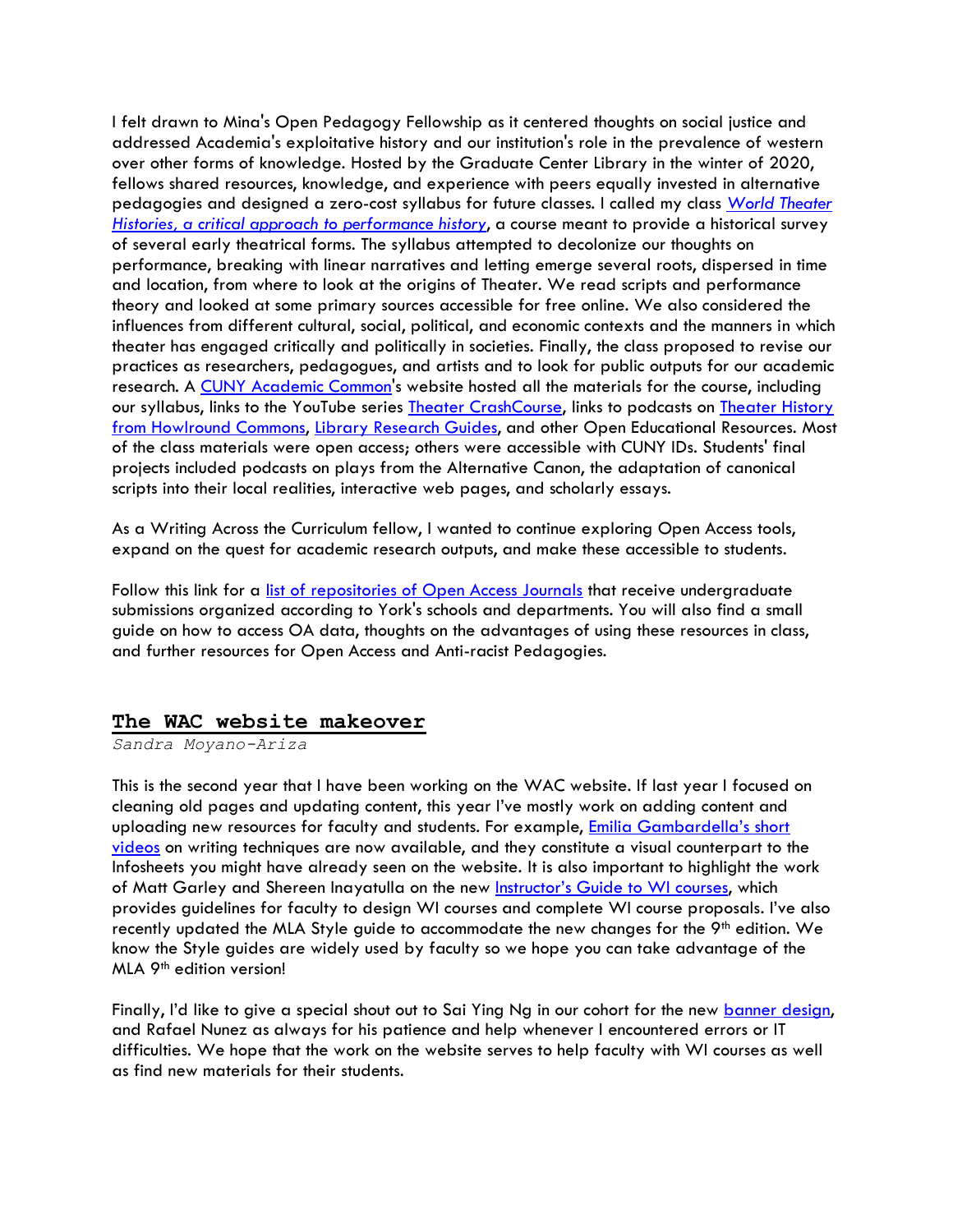I felt drawn to Mina's Open Pedagogy Fellowship as it centered thoughts on social justice and addressed Academia's exploitative history and our institution's role in the prevalence of western over other forms of knowledge. Hosted by the Graduate Center Library in the winter of 2020, fellows shared resources, knowledge, and experience with peers equally invested in alternative pedagogies and designed a zero-cost syllabus for future classes. I called my class *World Theater Histories, a critical approach to performance history*, a course meant to provide a historical survey of several early theatrical forms. The syllabus attempted to decolonize our thoughts on performance, breaking with linear narratives and letting emerge several roots, dispersed in time and location, from where to look at the origins of Theater. We read scripts and performance theory and looked at some primary sources accessible for free online. We also considered the influences from different cultural, social, political, and economic contexts and the manners in which theater has engaged critically and politically in societies. Finally, the class proposed to revise our practices as researchers, pedagogues, and artists and to look for public outputs for our academic research. A CUNY Academic Common's website hosted all the materials for the course, including our syllabus, links to the YouTube series Theater CrashCourse, links to podcasts on Theater History from Howlround Commons, Library Research Guides, and other Open Educational Resources. Most of the class materials were open access; others were accessible with CUNY IDs. Students' final projects included podcasts on plays from the Alternative Canon, the adaptation of canonical scripts into their local realities, interactive web pages, and scholarly essays.

As a Writing Across the Curriculum fellow, I wanted to continue exploring Open Access tools, expand on the quest for academic research outputs, and make these accessible to students.

Follow this link for a list of repositories of Open Access Journals that receive undergraduate submissions organized according to York's schools and departments. You will also find a small guide on how to access OA data, thoughts on the advantages of using these resources in class, and further resources for Open Access and Anti-racist Pedagogies.

## The WAC website makeover

*Sandra Moyano-Ariza*

This is the second year that I have been working on the WAC website. If last year I focused on cleaning old pages and updating content, this year I've mostly work on adding content and uploading new resources for faculty and students. For example, Emilia Gambardella's short videos on writing techniques are now available, and they constitute a visual counterpart to the Infosheets you might have already seen on the website. It is also important to highlight the work of Matt Garley and Shereen Inayatulla on the new Instructor's Guide to WI courses, which provides guidelines for faculty to design WI courses and complete WI course proposals. I've also recently updated the MLA Style guide to accommodate the new changes for the 9th edition. We know the Style guides are widely used by faculty so we hope you can take advantage of the MLA 9th edition version!

Finally, I'd like to give a special shout out to Sai Ying Ng in our cohort for the new banner design, and Rafael Nunez as always for his patience and help whenever I encountered errors or IT difficulties. We hope that the work on the website serves to help faculty with WI courses as well as find new materials for their students.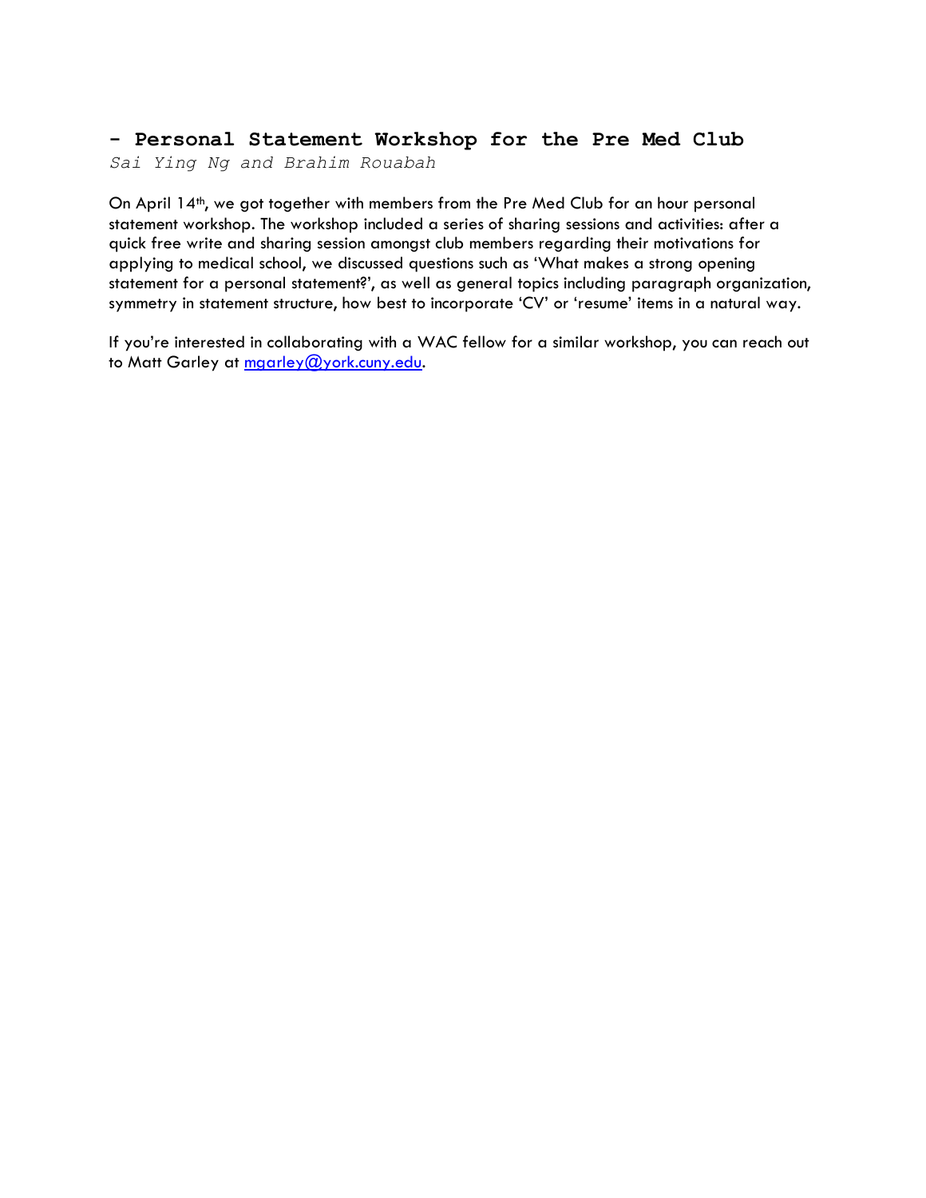## - Personal Statement Workshop for the Pre Med Club

*Sai Ying Ng and Brahim Rouabah*

On April 14th, we got together with members from the Pre Med Club for an hour personal statement workshop. The workshop included a series of sharing sessions and activities: after a quick free write and sharing session amongst club members regarding their motivations for applying to medical school, we discussed questions such as 'What makes a strong opening statement for a personal statement?', as well as general topics including paragraph organization, symmetry in statement structure, how best to incorporate 'CV' or 'resume' items in a natural way.

If you're interested in collaborating with a WAC fellow for a similar workshop, you can reach out to Matt Garley at [mgarley@york.cuny.edu](mailto:mgarley@york.cuny.edu).